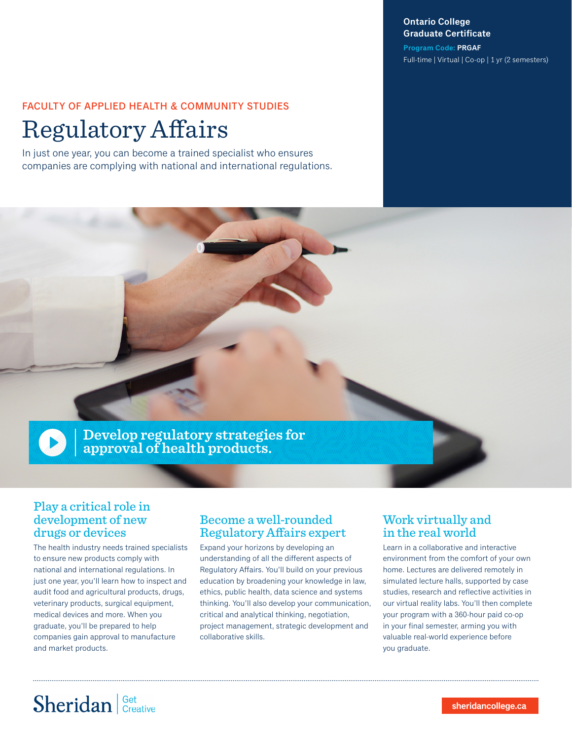**Ontario College Graduate Certificate**

**Program Code:** PRGAF

Full-time | Virtual | Co-op | 1 yr (2 semesters)

FACULTY OF APPLIED HEALTH & COMMUNITY STUDIES

# Regulatory Affairs

In just one year, you can become a trained specialist who ensures companies are complying with national and international regulations.

**Develop regulatory strategies for approval of health products.**

## Play a critical role in development of new drugs or devices

The health industry needs trained specialists to ensure new products comply with national and international regulations. In just one year, you'll learn how to inspect and audit food and agricultural products, drugs, veterinary products, surgical equipment, medical devices and more. When you graduate, you'll be prepared to help companies gain approval to manufacture and market products.

## Become a well-rounded Regulatory Affairs expert

Expand your horizons by developing an understanding of all the different aspects of Regulatory Affairs. You'll build on your previous education by broadening your knowledge in law, ethics, public health, data science and systems thinking. You'll also develop your communication, critical and analytical thinking, negotiation, project management, strategic development and collaborative skills.

## Work virtually and in the real world

Learn in a collaborative and interactive environment from the comfort of your own home. Lectures are delivered remotely in simulated lecture halls, supported by case studies, research and reflective activities in our virtual reality labs. You'll then complete your program with a 360-hour paid co-op in your final semester, arming you with valuable real-world experience before you graduate.

Sheridan | Get Creative

sheridancollege.ca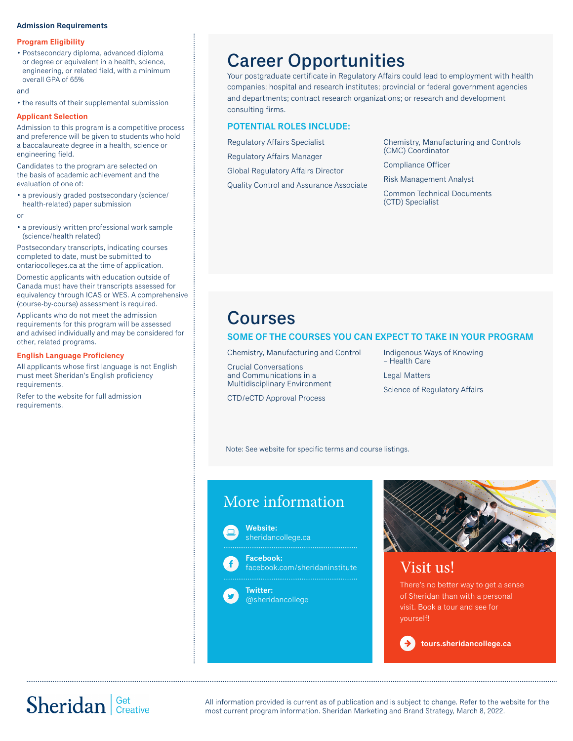## Admission Requirements

### Program Eligibility

- Postsecondary diploma, advanced diploma or degree or equivalent in a health, science, engineering, or related field, with a minimum overall GPA of 65%

and

- the results of their supplemental submission

### Applicant Selection

Admission to this program is a competitive process and preference will be given to students who hold a baccalaureate degree in a health, science or engineering field.

Candidates to the program are selected on the basis of academic achievement and the evaluation of one of:

- a previously graded postsecondary (science/health-related) paper submission

or

- a previously written professional work sample (science/health related)

Postsecondary transcripts, indicating courses completed to date, must be submitted to ontariocolleges.ca at the time of application.

Domestic applicants with education outside of Canada must have their transcripts assessed for equivalency through ICAS or WES. A comprehensive (course-by-course) assessment is required.

Applicants who do not meet the admission requirements for this program will be assessed and advised individually and may be considered for other, related programs.

### English Language Proficiency

All applicants whose first language is not English must meet Sheridan's English proficiency requirements.

Refer to the website for full admission requirements.

# Career Opportunities

Your postgraduate certificate in Regulatory Affairs could lead to employment with health companies; hospital and research institutes; provincial or federal government agencies and departments; contract research organizations; or research and development consulting firms.

### POTENTIAL ROLES INCLUDE:

- Regulatory Affairs Specialist
- Regulatory Affairs Manager
- Global Regulatory Affairs Director
- Quality Control and Assurance Associate
- Chemistry, Manufacturing and Controls (CMC) Coordinator
- Compliance Officer
- Risk Management Analyst
- Common Technical Documents (CTD) Specialist

# Courses

### SOME OF THE COURSES YOU CAN EXPECT TO TAKE IN YOUR PROGRAM

- Chemistry, Manufacturing and Control
- Crucial Conversations and Communications in a Multidisciplinary Environment
- CTD/eCTD Approval Process
- Indigenous Ways of Knowing – Health Care
- Legal Matters
- Science of Regulatory Affairs

Note: See website for specific terms and course listings.

## More information

**Website:** sheridancollege.ca

**Facebook:** facebook.com/sheridaninstitute

**Twitter:** @sheridancollege

## Visit us!

There's no better way to get a sense of Sheridan than with a personal visit. Book a tour and see for yourself!

**tours.sheridancollege.ca**

Sheridan | Get Creative

All information provided is current as of publication and is subject to change. Refer to the website for the most current program information. Sheridan Marketing and Brand Strategy, March 8, 2022.